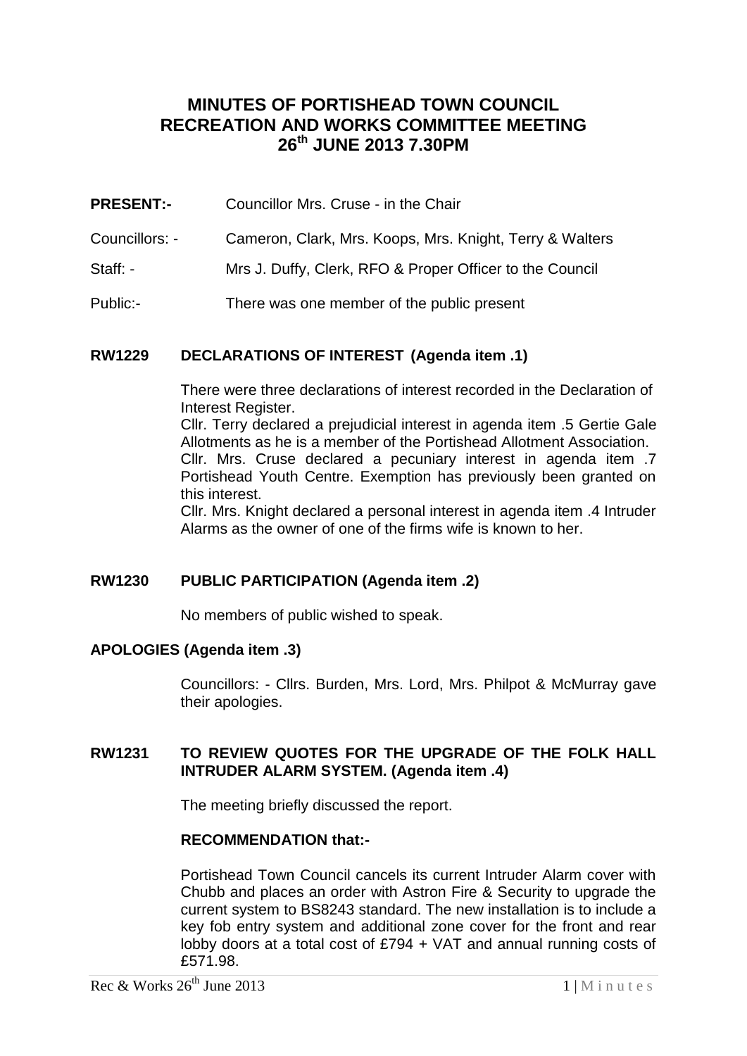# MINUTES OF PORTISHEAD TOWN COUNCIL RECREATION AND WORKS COMMITTEE MEETING 26th JUNE 2013 7.30PM

**PRESENT:-** Councillor Mrs. Cruse - in the Chair

Councillors: - Cameron, Clark, Mrs. Koops, Mrs. Knight, Terry & Walters

Staff: - Mrs J. Duffy, Clerk, RFO & Proper Officer to the Council

Public:- There was one member of the public present

## RW1229 DECLARATIONS OF INTEREST (Agenda item .1)

There were three declarations of interest recorded in the Declaration of Interest Register.

Cllr. Terry declared a prejudicial interest in agenda item .5 Gertie Gale Allotments as he is a member of the Portishead Allotment Association.

Cllr. Mrs. Cruse declared a pecuniary interest in agenda item .7 Portishead Youth Centre. Exemption has previously been granted on this interest.

Cllr. Mrs. Knight declared a personal interest in agenda item .4 Intruder Alarms as the owner of one of the firms wife is known to her.

## RW1230 PUBLIC PARTICIPATION (Agenda item .2)

No members of public wished to speak.

## APOLOGIES (Agenda item .3)

Councillors: - Cllrs. Burden, Mrs. Lord, Mrs. Philpot & McMurray gave their apologies.

## RW1231 TO REVIEW QUOTES FOR THE UPGRADE OF THE FOLK HALL INTRUDER ALARM SYSTEM. (Agenda item .4)

The meeting briefly discussed the report.

**RECOMMENDATION that:-**

Portishead Town Council cancels its current Intruder Alarm cover with Chubb and places an order with Astron Fire & Security to upgrade the current system to BS8243 standard. The new installation is to include a key fob entry system and additional zone cover for the front and rear lobby doors at a total cost of £794 + VAT and annual running costs of £571.98.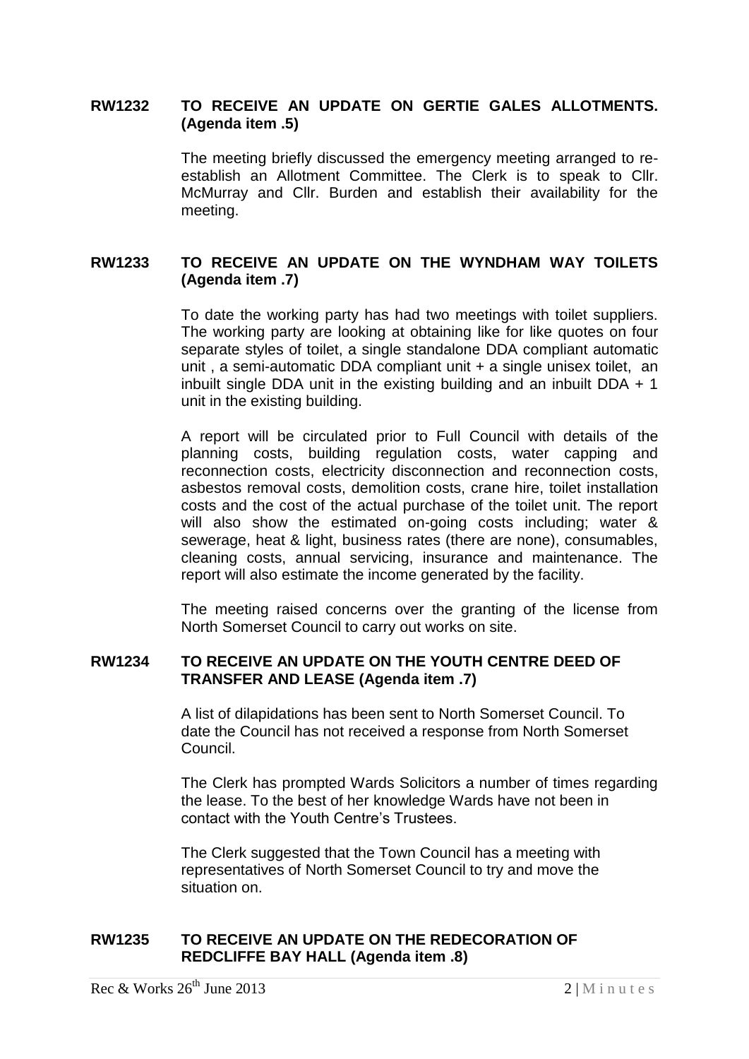**RW1232 TO RECEIVE AN UPDATE ON GERTIE GALES ALLOTMENTS. (Agenda item .5)**

The meeting briefly discussed the emergency meeting arranged to re-establish an Allotment Committee. The Clerk is to speak to Cllr. McMurray and Cllr. Burden and establish their availability for the meeting.

**RW1233 TO RECEIVE AN UPDATE ON THE WYNDHAM WAY TOILETS (Agenda item .7)**

To date the working party has had two meetings with toilet suppliers. The working party are looking at obtaining like for like quotes on four separate styles of toilet, a single standalone DDA compliant automatic unit , a semi-automatic DDA compliant unit + a single unisex toilet, an inbuilt single DDA unit in the existing building and an inbuilt DDA + 1 unit in the existing building.

A report will be circulated prior to Full Council with details of the planning costs, building regulation costs, water capping and reconnection costs, electricity disconnection and reconnection costs, asbestos removal costs, demolition costs, crane hire, toilet installation costs and the cost of the actual purchase of the toilet unit. The report will also show the estimated on-going costs including; water & sewerage, heat & light, business rates (there are none), consumables, cleaning costs, annual servicing, insurance and maintenance. The report will also estimate the income generated by the facility.

The meeting raised concerns over the granting of the license from North Somerset Council to carry out works on site.

**RW1234 TO RECEIVE AN UPDATE ON THE YOUTH CENTRE DEED OF TRANSFER AND LEASE (Agenda item .7)**

A list of dilapidations has been sent to North Somerset Council. To date the Council has not received a response from North Somerset Council.

The Clerk has prompted Wards Solicitors a number of times regarding the lease. To the best of her knowledge Wards have not been in contact with the Youth Centre's Trustees.

The Clerk suggested that the Town Council has a meeting with representatives of North Somerset Council to try and move the situation on.

**RW1235 TO RECEIVE AN UPDATE ON THE REDECORATION OF REDCLIFFE BAY HALL (Agenda item .8)**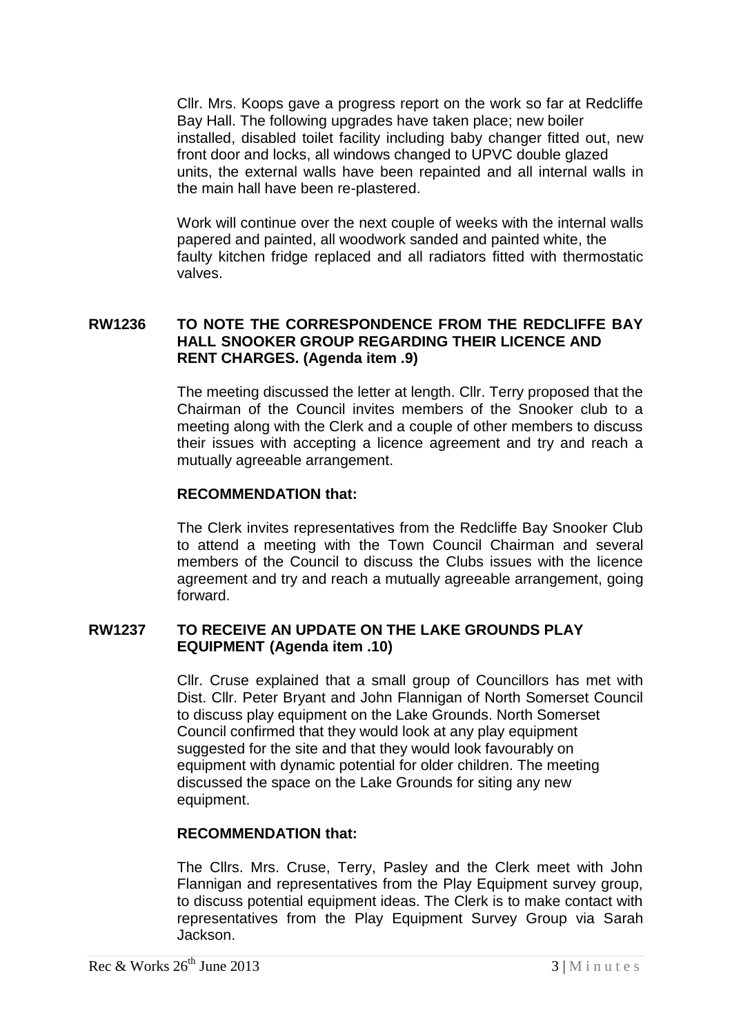Cllr. Mrs. Koops gave a progress report on the work so far at Redcliffe Bay Hall. The following upgrades have taken place; new boiler installed, disabled toilet facility including baby changer fitted out, new front door and locks, all windows changed to UPVC double glazed units, the external walls have been repainted and all internal walls in the main hall have been re-plastered.

Work will continue over the next couple of weeks with the internal walls papered and painted, all woodwork sanded and painted white, the faulty kitchen fridge replaced and all radiators fitted with thermostatic valves.

**RW1236 TO NOTE THE CORRESPONDENCE FROM THE REDCLIFFE BAY HALL SNOOKER GROUP REGARDING THEIR LICENCE AND RENT CHARGES. (Agenda item .9)**

The meeting discussed the letter at length. Cllr. Terry proposed that the Chairman of the Council invites members of the Snooker club to a meeting along with the Clerk and a couple of other members to discuss their issues with accepting a licence agreement and try and reach a mutually agreeable arrangement.

**RECOMMENDATION that:**

The Clerk invites representatives from the Redcliffe Bay Snooker Club to attend a meeting with the Town Council Chairman and several members of the Council to discuss the Clubs issues with the licence agreement and try and reach a mutually agreeable arrangement, going forward.

**RW1237 TO RECEIVE AN UPDATE ON THE LAKE GROUNDS PLAY EQUIPMENT (Agenda item .10)**

Cllr. Cruse explained that a small group of Councillors has met with Dist. Cllr. Peter Bryant and John Flannigan of North Somerset Council to discuss play equipment on the Lake Grounds. North Somerset Council confirmed that they would look at any play equipment suggested for the site and that they would look favourably on equipment with dynamic potential for older children. The meeting discussed the space on the Lake Grounds for siting any new equipment.

**RECOMMENDATION that:**

The Cllrs. Mrs. Cruse, Terry, Pasley and the Clerk meet with John Flannigan and representatives from the Play Equipment survey group, to discuss potential equipment ideas. The Clerk is to make contact with representatives from the Play Equipment Survey Group via Sarah Jackson.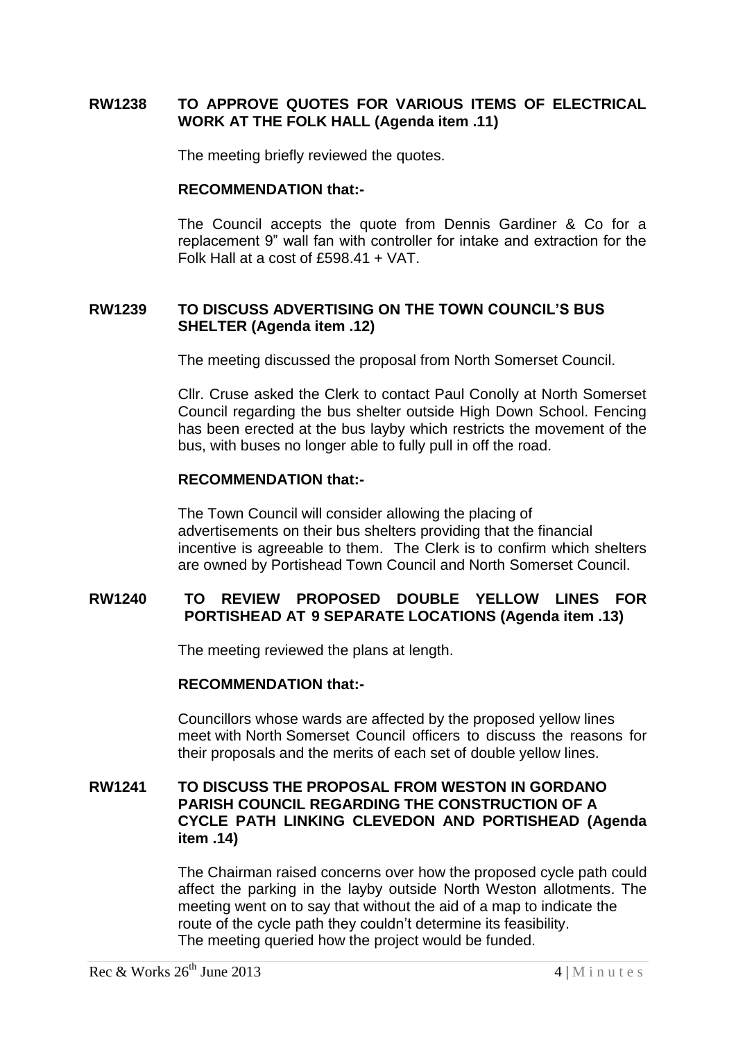**RW1238 TO APPROVE QUOTES FOR VARIOUS ITEMS OF ELECTRICAL WORK AT THE FOLK HALL (Agenda item .11)**

The meeting briefly reviewed the quotes.

**RECOMMENDATION that:-**

The Council accepts the quote from Dennis Gardiner & Co for a replacement 9" wall fan with controller for intake and extraction for the Folk Hall at a cost of £598.41 + VAT.

**RW1239 TO DISCUSS ADVERTISING ON THE TOWN COUNCIL'S BUS SHELTER (Agenda item .12)**

The meeting discussed the proposal from North Somerset Council.

Cllr. Cruse asked the Clerk to contact Paul Conolly at North Somerset Council regarding the bus shelter outside High Down School. Fencing has been erected at the bus layby which restricts the movement of the bus, with buses no longer able to fully pull in off the road.

**RECOMMENDATION that:-**

The Town Council will consider allowing the placing of advertisements on their bus shelters providing that the financial incentive is agreeable to them. The Clerk is to confirm which shelters are owned by Portishead Town Council and North Somerset Council.

**RW1240 TO REVIEW PROPOSED DOUBLE YELLOW LINES FOR PORTISHEAD AT 9 SEPARATE LOCATIONS (Agenda item .13)**

The meeting reviewed the plans at length.

**RECOMMENDATION that:-**

Councillors whose wards are affected by the proposed yellow lines meet with North Somerset Council officers to discuss the reasons for their proposals and the merits of each set of double yellow lines.

**RW1241 TO DISCUSS THE PROPOSAL FROM WESTON IN GORDANO PARISH COUNCIL REGARDING THE CONSTRUCTION OF A CYCLE PATH LINKING CLEVEDON AND PORTISHEAD (Agenda item .14)**

The Chairman raised concerns over how the proposed cycle path could affect the parking in the layby outside North Weston allotments. The meeting went on to say that without the aid of a map to indicate the route of the cycle path they couldn't determine its feasibility.
The meeting queried how the project would be funded.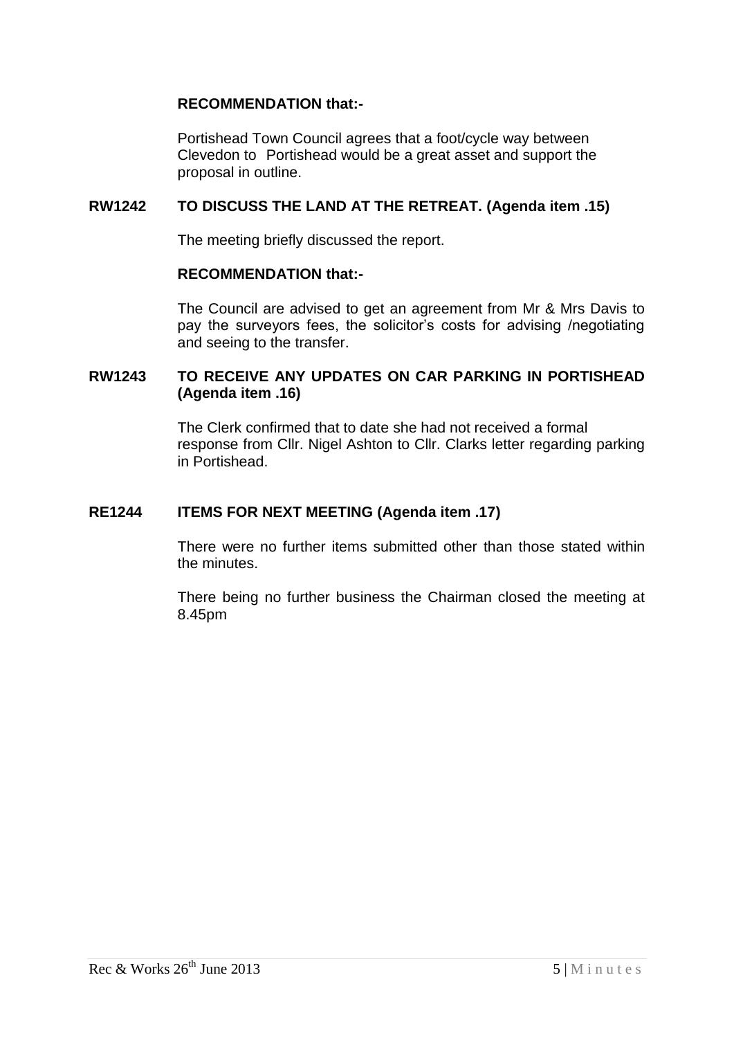**RECOMMENDATION that:-**

Portishead Town Council agrees that a foot/cycle way between Clevedon to Portishead would be a great asset and support the proposal in outline.

**RW1242 TO DISCUSS THE LAND AT THE RETREAT. (Agenda item .15)**

The meeting briefly discussed the report.

**RECOMMENDATION that:-**

The Council are advised to get an agreement from Mr & Mrs Davis to pay the surveyors fees, the solicitor's costs for advising /negotiating and seeing to the transfer.

**RW1243 TO RECEIVE ANY UPDATES ON CAR PARKING IN PORTISHEAD (Agenda item .16)**

The Clerk confirmed that to date she had not received a formal response from Cllr. Nigel Ashton to Cllr. Clarks letter regarding parking in Portishead.

**RE1244 ITEMS FOR NEXT MEETING (Agenda item .17)**

There were no further items submitted other than those stated within the minutes.

There being no further business the Chairman closed the meeting at 8.45pm